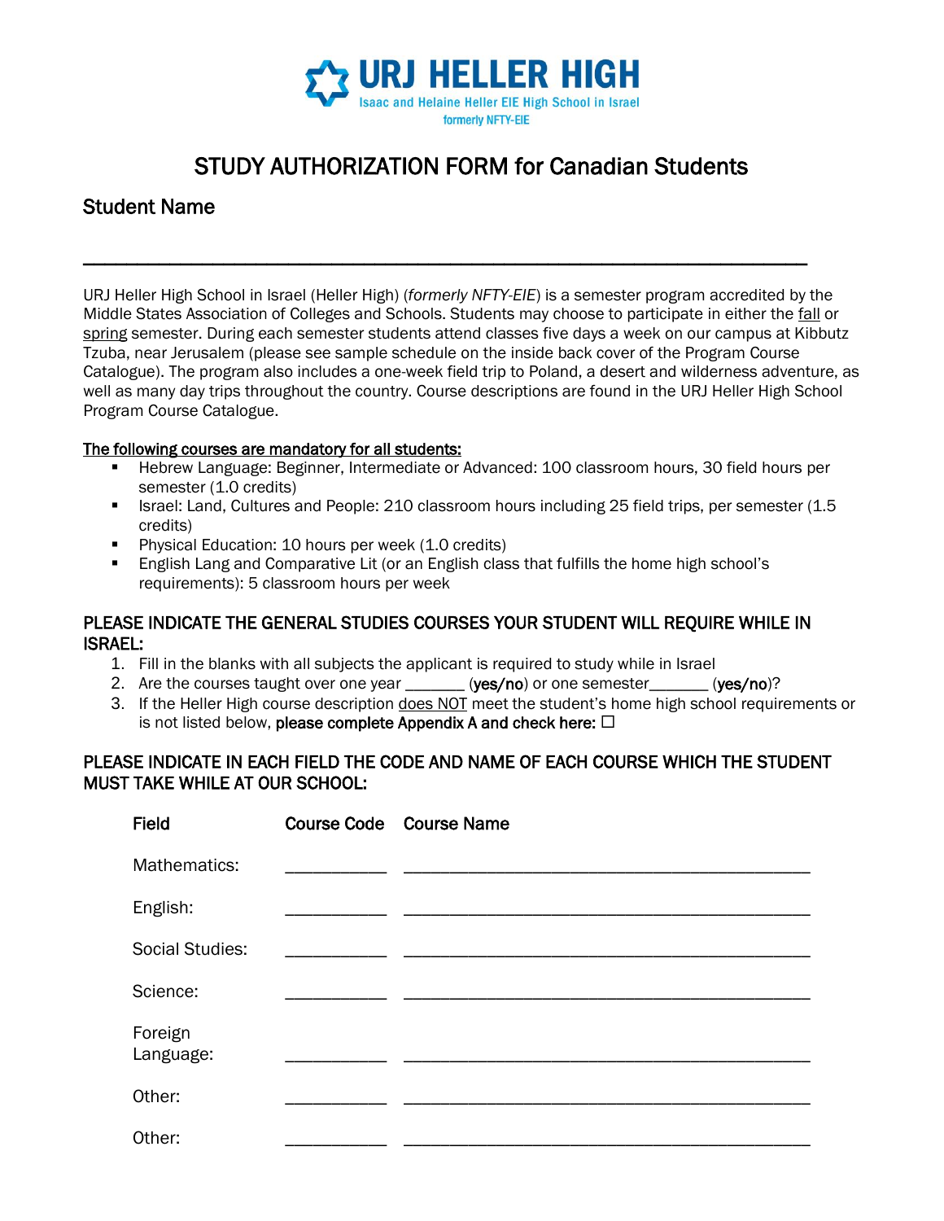URJ HELLER HIGH

Isaac and Helaine Heller EIE High School in Israel

formerly NFTY-EIE

# STUDY AUTHORIZATION FORM for Canadian Students

## Student Name

______________________________________________________________________

URJ Heller High School in Israel (Heller High) (*formerly NFTY-EIE*) is a semester program accredited by the Middle States Association of Colleges and Schools. Students may choose to participate in either the fall or spring semester. During each semester students attend classes five days a week on our campus at Kibbutz Tzuba, near Jerusalem (please see sample schedule on the inside back cover of the Program Course Catalogue). The program also includes a one-week field trip to Poland, a desert and wilderness adventure, as well as many day trips throughout the country. Course descriptions are found in the URJ Heller High School Program Course Catalogue.

**The following courses are mandatory for all students:**

- Hebrew Language: Beginner, Intermediate or Advanced: 100 classroom hours, 30 field hours per semester (1.0 credits)
- Israel: Land, Cultures and People: 210 classroom hours including 25 field trips, per semester (1.5 credits)
- Physical Education: 10 hours per week (1.0 credits)
- English Lang and Comparative Lit (or an English class that fulfills the home high school's requirements): 5 classroom hours per week

### PLEASE INDICATE THE GENERAL STUDIES COURSES YOUR STUDENT WILL REQUIRE WHILE IN ISRAEL:

1. Fill in the blanks with all subjects the applicant is required to study while in Israel
2. Are the courses taught over one year _______ (**yes/no**) or one semester_______ (**yes/no**)?
3. If the Heller High course description does NOT meet the student's home high school requirements or is not listed below, **please complete Appendix A and check here:** ☐

### PLEASE INDICATE IN EACH FIELD THE CODE AND NAME OF EACH COURSE WHICH THE STUDENT MUST TAKE WHILE AT OUR SCHOOL:

| Field | Course Code | Course Name |
|---|---|---|
| Mathematics: | ___________ | _____________________________________________ |
| English: | ___________ | _____________________________________________ |
| Social Studies: | ___________ | _____________________________________________ |
| Science: | ___________ | _____________________________________________ |
| Foreign Language: | ___________ | _____________________________________________ |
| Other: | ___________ | _____________________________________________ |
| Other: | ___________ | _____________________________________________ |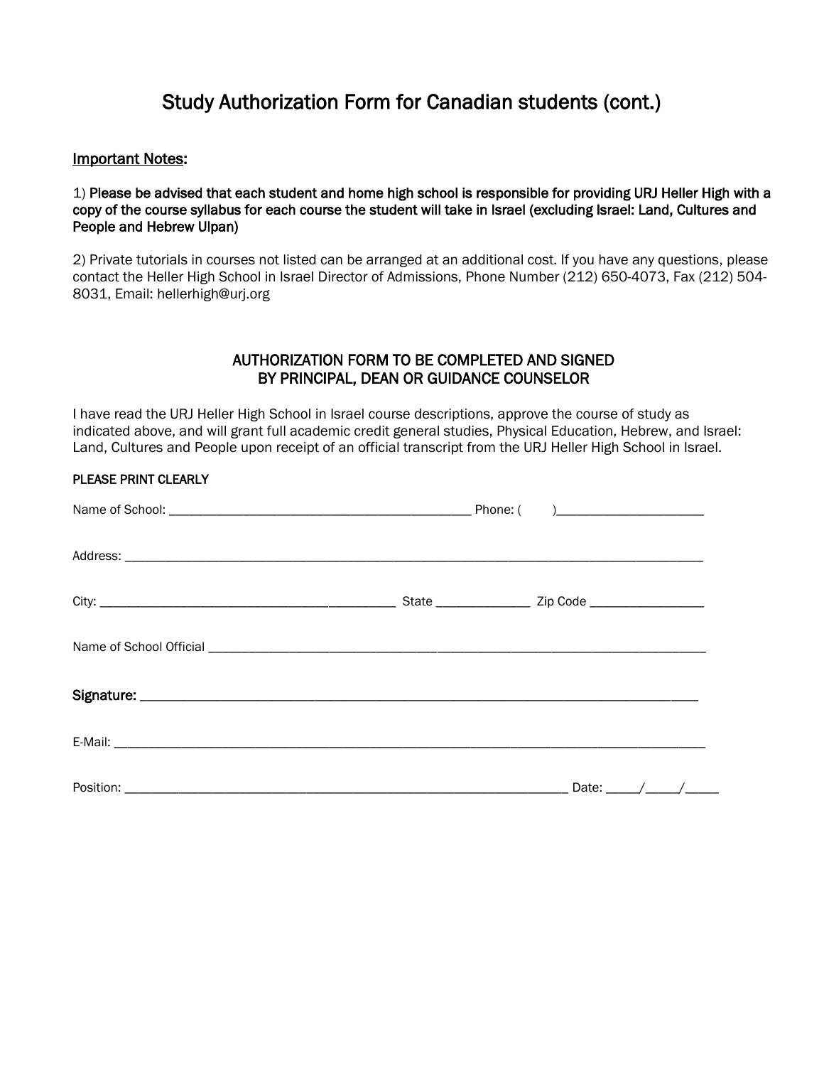# Study Authorization Form for Canadian students (cont.)

## Important Notes:

1) **Please be advised that each student and home high school is responsible for providing URJ Heller High with a copy of the course syllabus for each course the student will take in Israel (excluding Israel: Land, Cultures and People and Hebrew Ulpan)**

2) Private tutorials in courses not listed can be arranged at an additional cost. If you have any questions, please contact the Heller High School in Israel Director of Admissions, Phone Number (212) 650-4073, Fax (212) 504-8031, Email: hellerhigh@urj.org

### AUTHORIZATION FORM TO BE COMPLETED AND SIGNED BY PRINCIPAL, DEAN OR GUIDANCE COUNSELOR

I have read the URJ Heller High School in Israel course descriptions, approve the course of study as indicated above, and will grant full academic credit general studies, Physical Education, Hebrew, and Israel: Land, Cultures and People upon receipt of an official transcript from the URJ Heller High School in Israel.

**PLEASE PRINT CLEARLY**

Name of School: _______________________________________________ Phone: ( )______________________

Address: ___________________________________________________________________________________________

City: _____________________________________________ State ______________ Zip Code _________________

Name of School Official ____________________________________________________________________________

**Signature:** _________________________________________________________________________________

E-Mail: ____________________________________________________________________________________________

Position: _____________________________________________________________________ Date: _____/_____/_____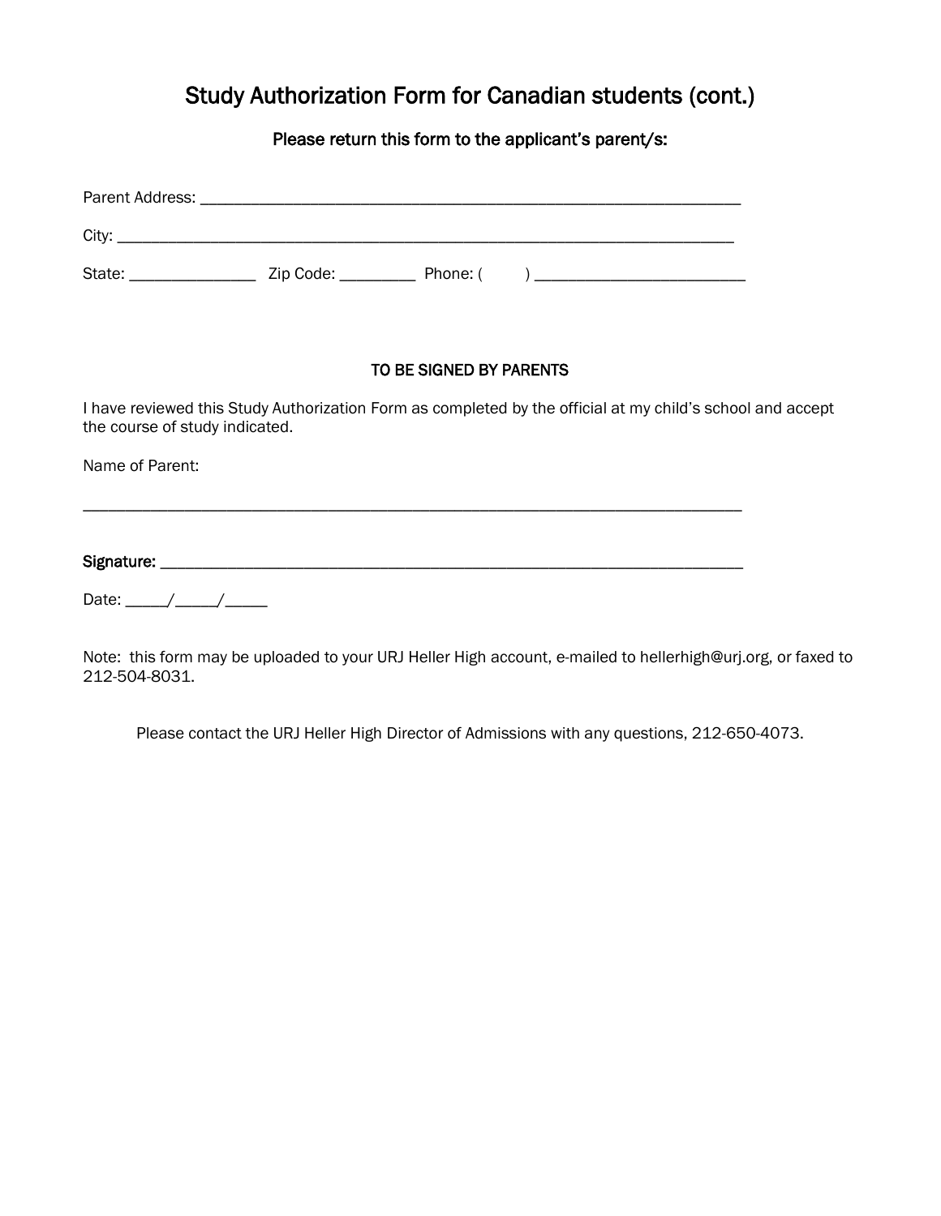# Study Authorization Form for Canadian students (cont.)

**Please return this form to the applicant's parent/s:**

Parent Address: ___________________________________________________________________

City: ___________________________________________________________________________

State: _______________ Zip Code: _________ Phone: ( ) _________________________

**TO BE SIGNED BY PARENTS**

I have reviewed this Study Authorization Form as completed by the official at my child's school and accept the course of study indicated.

Name of Parent:

_________________________________________________________________________________

**Signature:** ___________________________________________________________________

Date: _____/_____/_____

Note: this form may be uploaded to your URJ Heller High account, e-mailed to hellerhigh@urj.org, or faxed to 212-504-8031.

Please contact the URJ Heller High Director of Admissions with any questions, 212-650-4073.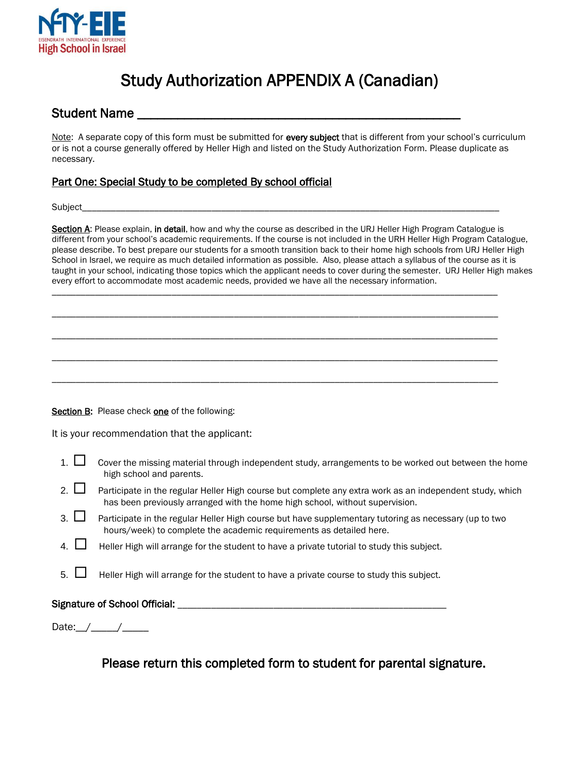NFTY-EIE
EISENDRATH INTERNATIONAL EXPERIENCE
High School in Israel

# Study Authorization APPENDIX A (Canadian)

## Student Name ___________________________________________

Note: A separate copy of this form must be submitted for **every subject** that is different from your school's curriculum or is not a course generally offered by Heller High and listed on the Study Authorization Form. Please duplicate as necessary.

### Part One: Special Study to be completed By school official

Subject_______________________________________________________________________________

Section A: Please explain, **in detail**, how and why the course as described in the URJ Heller High Program Catalogue is different from your school's academic requirements. If the course is not included in the URH Heller High Program Catalogue, please describe. To best prepare our students for a smooth transition back to their home high schools from URJ Heller High School in Israel, we require as much detailed information as possible. Also, please attach a syllabus of the course as it is taught in your school, indicating those topics which the applicant needs to cover during the semester. URJ Heller High makes every effort to accommodate most academic needs, provided we have all the necessary information.

_______________________________________________________________________________

_______________________________________________________________________________

_______________________________________________________________________________

_______________________________________________________________________________

_______________________________________________________________________________

**Section B:** Please check one of the following:

It is your recommendation that the applicant:

1. ☐ Cover the missing material through independent study, arrangements to be worked out between the home high school and parents.
2. ☐ Participate in the regular Heller High course but complete any extra work as an independent study, which has been previously arranged with the home high school, without supervision.
3. ☐ Participate in the regular Heller High course but have supplementary tutoring as necessary (up to two hours/week) to complete the academic requirements as detailed here.
4. ☐ Heller High will arrange for the student to have a private tutorial to study this subject.
5. ☐ Heller High will arrange for the student to have a private course to study this subject.

**Signature of School Official:** ____________________________________________

Date:__/_____/_____

**Please return this completed form to student for parental signature.**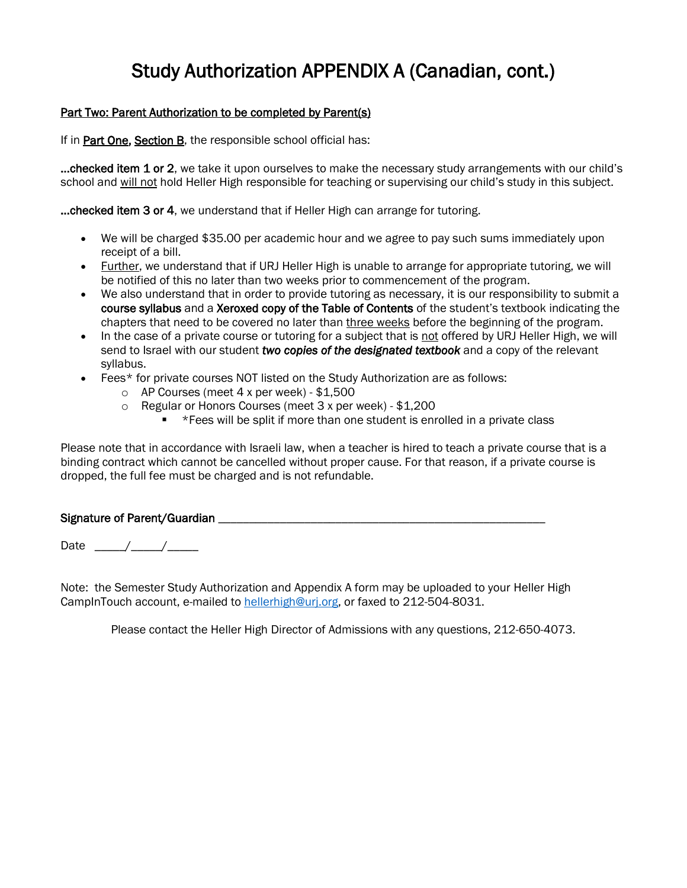# Study Authorization APPENDIX A (Canadian, cont.)

<u>Part Two: Parent Authorization to be completed by Parent(s)</u>

If in <u>**Part One**</u>, <u>Section B</u>, the responsible school official has:

**…checked item 1 or 2**, we take it upon ourselves to make the necessary study arrangements with our child's school and <u>will not</u> hold Heller High responsible for teaching or supervising our child's study in this subject.

**…checked item 3 or 4**, we understand that if Heller High can arrange for tutoring.

- We will be charged $35.00 per academic hour and we agree to pay such sums immediately upon receipt of a bill.
- <u>Further</u>, we understand that if URJ Heller High is unable to arrange for appropriate tutoring, we will be notified of this no later than two weeks prior to commencement of the program.
- We also understand that in order to provide tutoring as necessary, it is our responsibility to submit a **course syllabus** and a **Xeroxed copy of the Table of Contents** of the student's textbook indicating the chapters that need to be covered no later than <u>three weeks</u> before the beginning of the program.
- In the case of a private course or tutoring for a subject that is <u>not</u> offered by URJ Heller High, we will send to Israel with our student ***two copies of the designated textbook*** and a copy of the relevant syllabus.
- Fees* for private courses NOT listed on the Study Authorization are as follows:
  - AP Courses (meet 4 x per week) - $1,500
  - Regular or Honors Courses (meet 3 x per week) - $1,200
    - *Fees will be split if more than one student is enrolled in a private class

Please note that in accordance with Israeli law, when a teacher is hired to teach a private course that is a binding contract which cannot be cancelled without proper cause. For that reason, if a private course is dropped, the full fee must be charged and is not refundable.

**Signature of Parent/Guardian** ____________________________________________________

Date _____/_____/_____

Note: the Semester Study Authorization and Appendix A form may be uploaded to your Heller High CampInTouch account, e-mailed to hellerhigh@urj.org, or faxed to 212-504-8031.

Please contact the Heller High Director of Admissions with any questions, 212-650-4073.